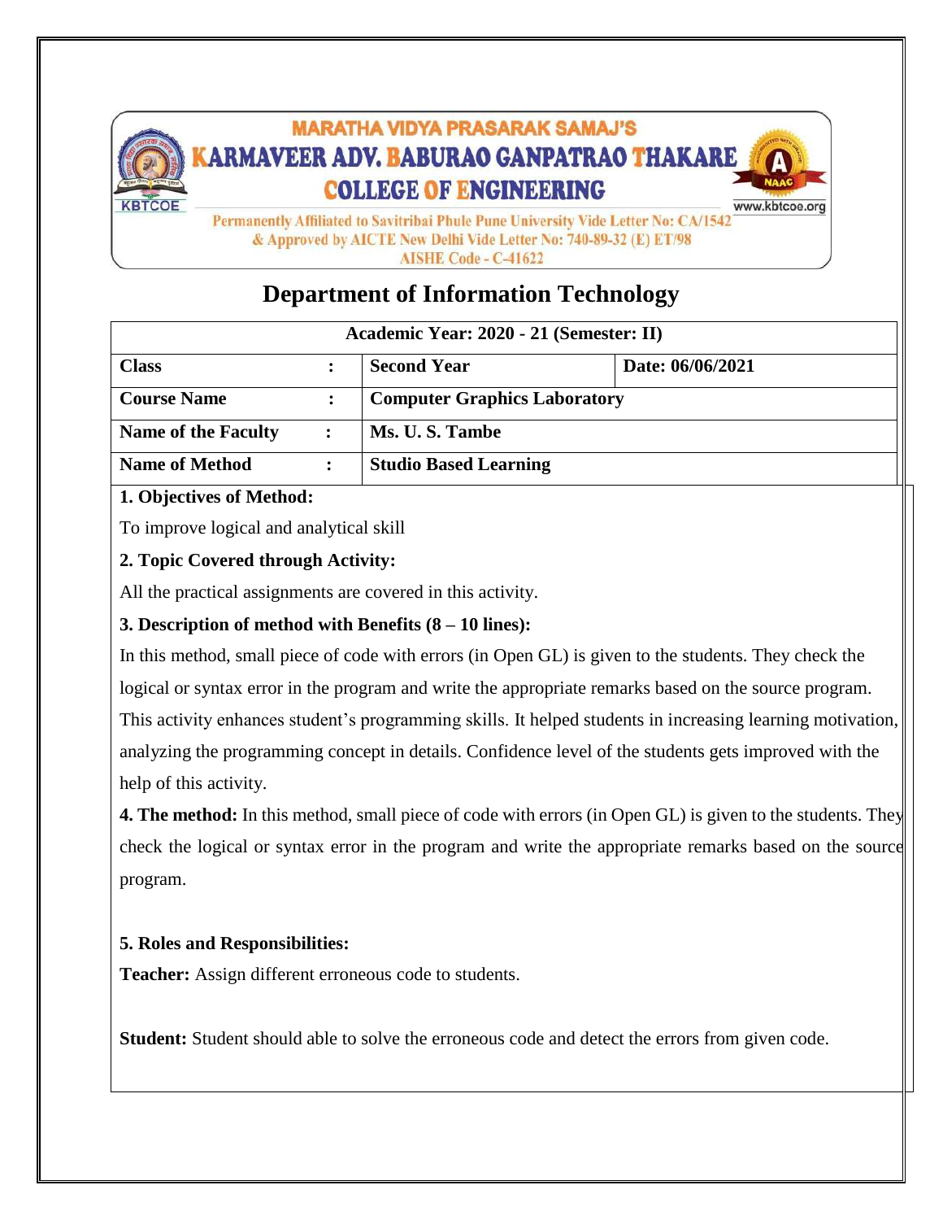MARATHA VIDYA PRASARAK SAMAJ'S

# KARMAVEER ADV. BABURAO GANPATRAO THAKARE COLLEGE OF ENGINEERING

www.kbtcoe.org

Permanently Affiliated to Savitribai Phule Pune University Vide Letter No: CA/1542 & Approved by AICTE New Delhi Vide Letter No: 740-89-32 (E) ET/98
AISHE Code - C-41622

## Department of Information Technology

| Academic Year: 2020 - 21 (Semester: II) | | | |
|---|---|---|---|
| **Class** | **:** | **Second Year** | **Date: 06/06/2021** |
| **Course Name** | **:** | **Computer Graphics Laboratory** | |
| **Name of the Faculty** | **:** | **Ms. U. S. Tambe** | |
| **Name of Method** | **:** | **Studio Based Learning** | |

**1. Objectives of Method:**

To improve logical and analytical skill

**2. Topic Covered through Activity:**

All the practical assignments are covered in this activity.

**3. Description of method with Benefits (8 – 10 lines):**

In this method, small piece of code with errors (in Open GL) is given to the students. They check the logical or syntax error in the program and write the appropriate remarks based on the source program. This activity enhances student's programming skills. It helped students in increasing learning motivation, analyzing the programming concept in details. Confidence level of the students gets improved with the help of this activity.

**4. The method:** In this method, small piece of code with errors (in Open GL) is given to the students. They check the logical or syntax error in the program and write the appropriate remarks based on the source program.

**5. Roles and Responsibilities:**

**Teacher:** Assign different erroneous code to students.

**Student:** Student should able to solve the erroneous code and detect the errors from given code.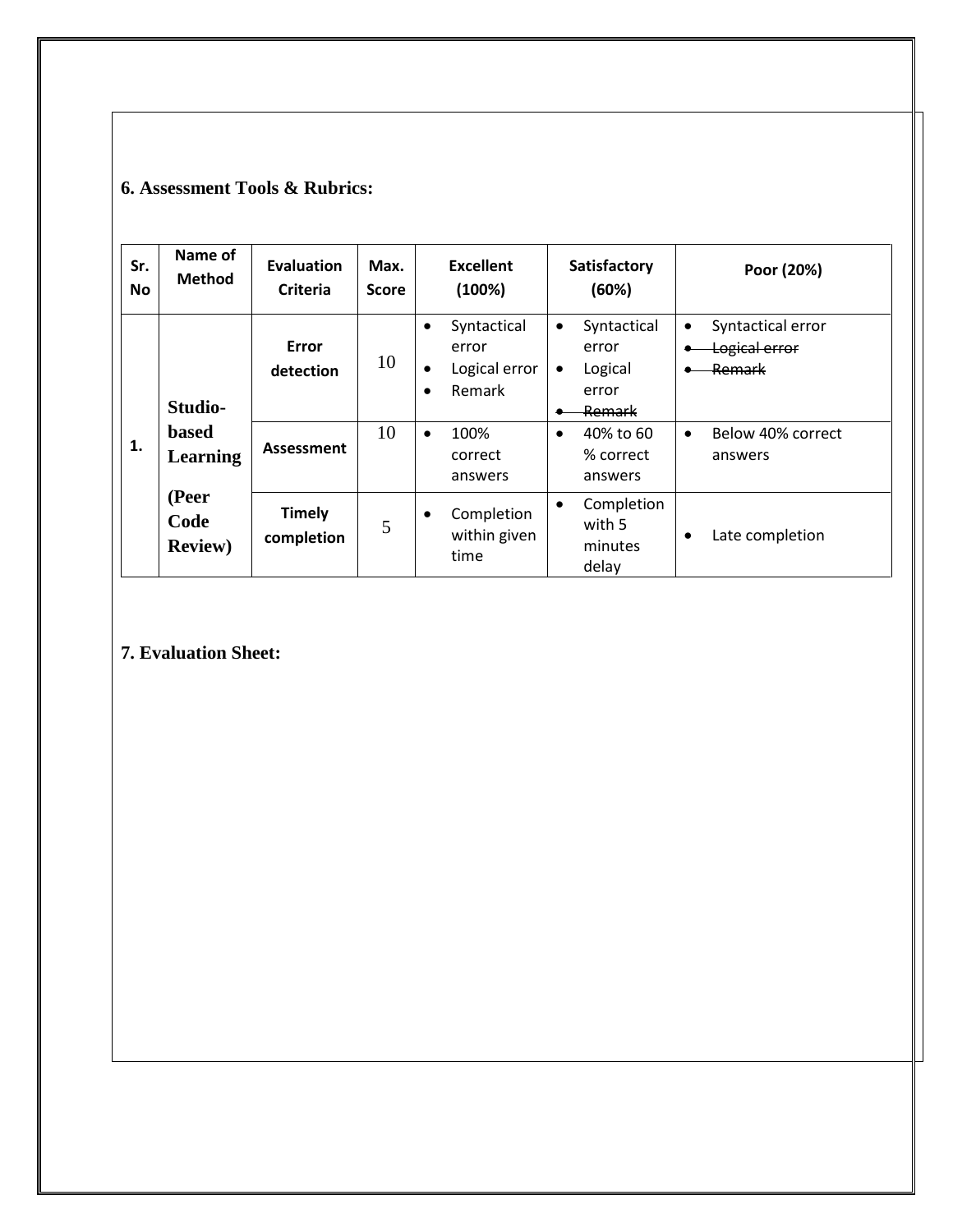### 6. Assessment Tools & Rubrics:

| Sr. No | Name of Method | Evaluation Criteria | Max. Score | Excellent (100%) | Satisfactory (60%) | Poor (20%) |
|---|---|---|---|---|---|---|
| 1. | **Studio-based Learning (Peer Code Review)** | **Error detection** | 10 | • Syntactical error<br>• Logical error<br>• Remark | • Syntactical error<br>• Logical error<br>• ~~Remark~~ | • Syntactical error<br>• ~~Logical error~~<br>• ~~Remark~~ |
| | | **Assessment** | 10 | • 100% correct answers | • 40% to 60 % correct answers | • Below 40% correct answers |
| | | **Timely completion** | 5 | • Completion within given time | • Completion with 5 minutes delay | • Late completion |

### 7. Evaluation Sheet: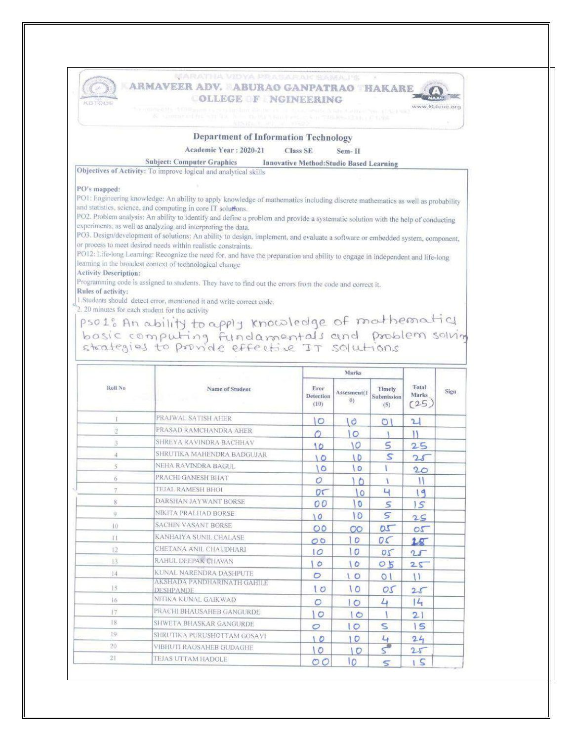MARATHA VIDYA PRASARAK SAMAJ'S

**KARMAVEER ADV. BABURAO GANPATRAO THAKARE COLLEGE OF ENGINEERING**

www.kbtcoe.org

## Department of Information Technology

**Academic Year : 2020-21** **Class SE** **Sem- II**

**Subject: Computer Graphics** **Innovative Method:Studio Based Learning**

**Objectives of Activity:** To improve logical and analytical skills

**PO's mapped:**

PO1: Engineering knowledge: An ability to apply knowledge of mathematics including discrete mathematics as well as probability and statistics, science, and computing in core IT solutions.

PO2. Problem analysis: An ability to identify and define a problem and provide a systematic solution with the help of conducting experiments, as well as analyzing and interpreting the data.

PO3. Design/development of solutions: An ability to design, implement, and evaluate a software or embedded system, component, or process to meet desired needs within realistic constraints.

PO12: Life-long Learning: Recognize the need for, and have the preparation and ability to engage in independent and life-long learning in the broadest context of technological change

**Activity Description:**

Programming code is assigned to students. They have to find out the errors from the code and correct it.

**Rules of activity:**

1.Students should detect error, mentioned it and write correct code.

2. 20 minutes for each student for the activity

PSO1: An ability to apply knowledge of mathematics basic computing fundamentals and problem solving strategies to provide effective IT solutions

| Roll No | Name of Student | Marks | | | Total Marks (25) | Sign |
|---|---|---|---|---|---|---|
| | | Eror Detection (10) | Assesment(10) | Timely Submission (5) | | |
| 1 | PRAJWAL SATISH AHER | 10 | 10 | 01 | 21 | |
| 2 | PRASAD RAMCHANDRA AHER | 0 | 10 | 1 | 11 | |
| 3 | SHREYA RAVINDRA BACHHAV | 10 | 10 | 5 | 25 | |
| 4 | SHRUTIKA MAHENDRA BADGUJAR | 10 | 10 | 5 | 25 | |
| 5 | NEHA RAVINDRA BAGUL | 10 | 10 | 1 | 20 | |
| 6 | PRACHI GANESH BHAT | 0 | 10 | 1 | 11 | |
| 7 | TEJAL RAMESH BHOI | 05 | 10 | 4 | 19 | |
| 8 | DARSHAN JAYWANT BORSE | 00 | 10 | 5 | 15 | |
| 9 | NIKITA PRALHAD BORSE | 10 | 10 | 5 | 25 | |
| 10 | SACHIN VASANT BORSE | 00 | 00 | 05 | 05 | |
| 11 | KANHAIYA SUNIL CHALASE | 00 | 10 | 05 | 15 | |
| 12 | CHETANA ANIL CHAUDHARI | 10 | 10 | 05 | 25 | |
| 13 | RAHUL DEEPAK CHAVAN | 10 | 10 | 05 | 25 | |
| 14 | KUNAL NARENDRA DASHPUTE | 0 | 10 | 01 | 11 | |
| 15 | AKSHADA PANDHARINATH GAHILE DESHPANDE | 10 | 10 | 05 | 25 | |
| 16 | NITIKA KUNAL GAIKWAD | 0 | 10 | 4 | 14 | |
| 17 | PRACHI BHAUSAHEB GANGURDE | 10 | 10 | 1 | 21 | |
| 18 | SHWETA BHASKAR GANGURDE | 0 | 10 | 5 | 15 | |
| 19 | SHRUTIKA PURUSHOTTAM GOSAVI | 10 | 10 | 4 | 24 | |
| 20 | VIBHUTI RAOSAHEB GUDAGHE | 10 | 10 | 5 | 25 | |
| 21 | TEJAS UTTAM HADOLE | 00 | 10 | 5 | 15 | |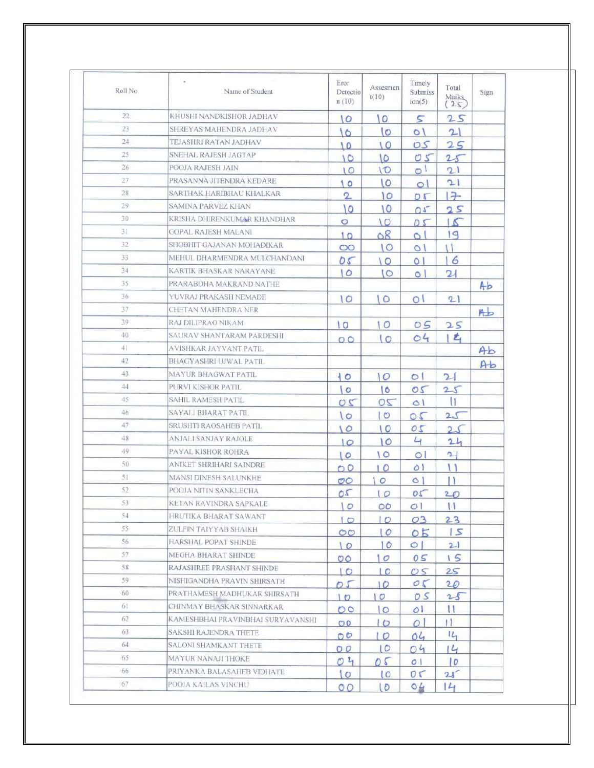| Roll No | Name of Student | Eror Detection (10) | Assesment(10) | Timely Submission(5) | Total Marks (25) | Sign |
|---|---|---|---|---|---|---|
| 22 | KHUSHI NANDKISHOR JADHAV | 10 | 10 | 5 | 25 | |
| 23 | SHREYAS MAHENDRA JADHAV | 10 | 10 | 01 | 21 | |
| 24 | TEJASHRI RATAN JADHAV | 10 | 10 | 05 | 25 | |
| 25 | SNEHAL RAJESH JAGTAP | 10 | 10 | 05 | 25 | |
| 26 | POOJA RAJESH JAIN | 10 | 10 | 01 | 21 | |
| 27 | PRASANNA JITENDRA KEDARE | 10 | 10 | 01 | 21 | |
| 28 | SARTHAK HARIBHAU KHALKAR | 2 | 10 | 05 | 17 | |
| 29 | SAMINA PARVEZ KHAN | 10 | 10 | 05 | 25 | |
| 30 | KRISHA DHIRENKUMAR KHANDHAR | 0 | 10 | 05 | 15 | |
| 31 | GOPAL RAJESH MALANI | 10 | 08 | 01 | 19 | |
| 32 | SHOBHIT GAJANAN MOHADIKAR | 00 | 10 | 01 | 11 | |
| 33 | MEHUL DHARMENDRA MULCHANDANI | 05 | 10 | 01 | 16 | |
| 34 | KARTIK BHASKAR NARAYANE | 10 | 10 | 01 | 21 | |
| 35 | PRARABDHA MAKRAND NATHE | | | | | Ab |
| 36 | YUVRAJ PRAKASH NEMADE | 10 | 10 | 01 | 21 | |
| 37 | CHETAN MAHENDRA NER | | | | | Ab |
| 39 | RAJ DILIPRAO NIKAM | 10 | 10 | 05 | 25 | |
| 40 | SAURAV SHANTARAM PARDESHI | 00 | 10 | 04 | 14 | |
| 41 | AVISHKAR JAYVANT PATIL | | | | | Ab |
| 42 | BHAGYASHRI UJWAL PATIL | | | | | Ab |
| 43 | MAYUR BHAGWAT PATIL | 10 | 10 | 01 | 21 | |
| 44 | PURVI KISHOR PATIL | 10 | 10 | 05 | 25 | |
| 45 | SAHIL RAMESH PATIL | 05 | 05 | 01 | 11 | |
| 46 | SAYALI BHARAT PATIL | 10 | 10 | 05 | 25 | |
| 47 | SRUSHTI RAOSAHEB PATIL | 10 | 10 | 05 | 25 | |
| 48 | ANJALI SANJAY RAJOLE | 10 | 10 | 4 | 24 | |
| 49 | PAYAL KISHOR ROHRA | 10 | 10 | 01 | 21 | |
| 50 | ANIKET SHRIHARI SAINDRE | 00 | 10 | 01 | 11 | |
| 51 | MANSI DINESH SALUNKHE | 00 | 10 | 01 | 11 | |
| 52 | POOJA NITIN SANKLECHA | 05 | 10 | 05 | 20 | |
| 53 | KETAN RAVINDRA SAPKALE | 10 | 00 | 01 | 11 | |
| 54 | HRUTIKA BHARAT SAWANT | 10 | 10 | 03 | 23 | |
| 55 | ZULFIN TAIYYAB SHAIKH | 00 | 10 | 05 | 15 | |
| 56 | HARSHAL POPAT SHINDE | 10 | 10 | 01 | 21 | |
| 57 | MEGHA BHARAT SHINDE | 00 | 10 | 05 | 15 | |
| 58 | RAJASHREE PRASHANT SHINDE | 10 | 10 | 05 | 25 | |
| 59 | NISHIGANDHA PRAVIN SHIRSATH | 05 | 10 | 05 | 20 | |
| 60 | PRATHAMESH MADHUKAR SHIRSATH | 10 | 10 | 05 | 25 | |
| 61 | CHINMAY BHASKAR SINNARKAR | 00 | 10 | 01 | 11 | |
| 62 | KAMESHBHAI PRAVINBHAI SURYAVANSHI | 00 | 10 | 01 | 11 | |
| 63 | SAKSHI RAJENDRA THETE | 00 | 10 | 04 | 14 | |
| 64 | SALONI SHAMKANT THETE | 00 | 10 | 04 | 14 | |
| 65 | MAYUR NANAJI THOKE | 04 | 05 | 01 | 10 | |
| 66 | PRIYANKA BALASAHEB VIDHATE | 10 | 10 | 05 | 25 | |
| 67 | POOJA KAILAS VINCHU | 00 | 10 | 04 | 14 | |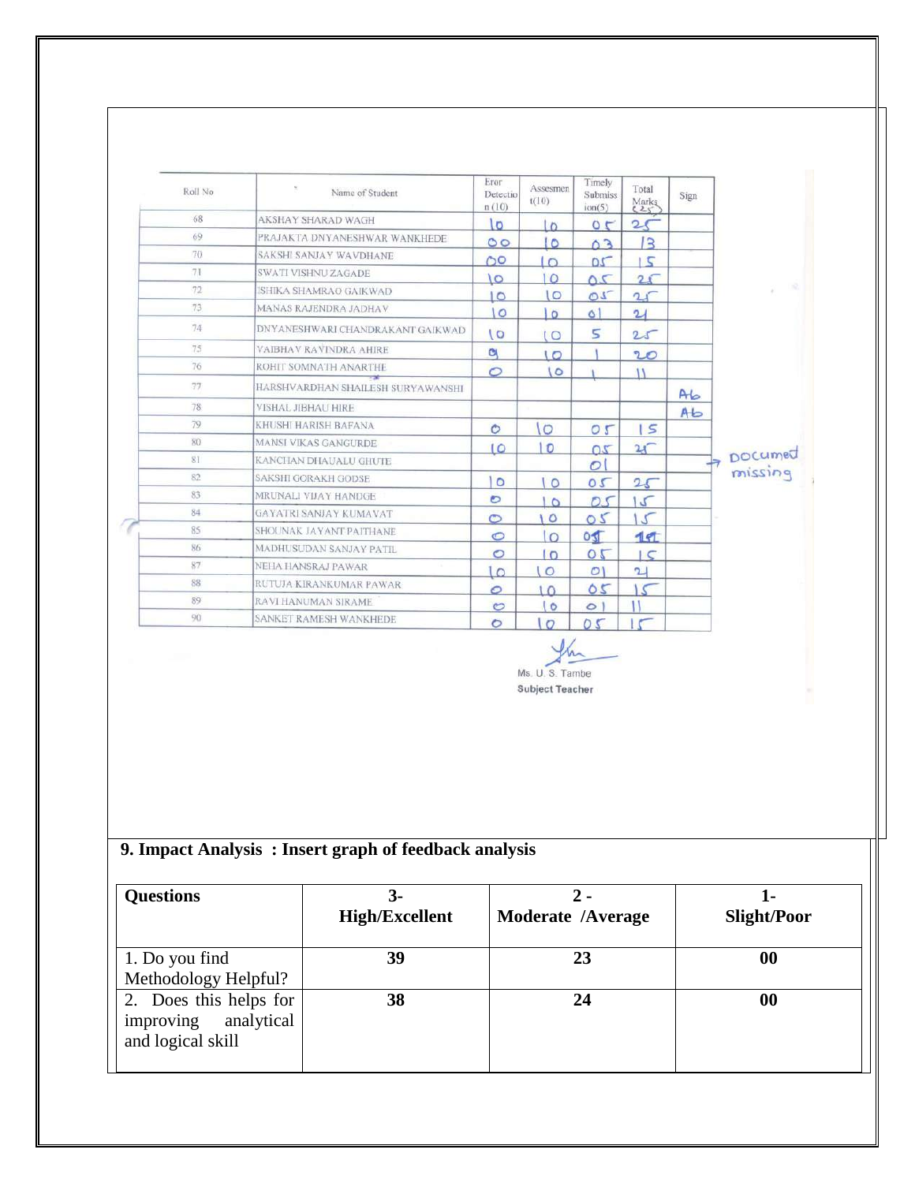| Roll No | Name of Student | Eror Detection (10) | Assesment (10) | Timely Submission(5) | Total Marks (25) | Sign |
|---|---|---|---|---|---|---|
| 68 | AKSHAY SHARAD WAGH | 10 | 10 | 05 | 25 | |
| 69 | PRAJAKTA DNYANESHWAR WANKHEDE | 00 | 10 | 03 | 13 | |
| 70 | SAKSHI SANJAY WAVDHANE | 00 | 10 | 05 | 15 | |
| 71 | SWATI VISHNU ZAGADE | 10 | 10 | 05 | 25 | |
| 72 | ISHIKA SHAMRAO GAIKWAD | 10 | 10 | 05 | 25 | |
| 73 | MANAS RAJENDRA JADHAV | 10 | 10 | 01 | 21 | |
| 74 | DNYANESHWARI CHANDRAKANT GAIKWAD | 10 | 10 | 5 | 25 | |
| 75 | VAIBHAV RAVINDRA AHIRE | 9 | 10 | 1 | 20 | |
| 76 | ROHIT SOMNATH ANARTHE | 0 | 10 | 1 | 11 | |
| 77 | HARSHVARDHAN SHAILESH SURYAWANSHI | | | | | Ab |
| 78 | VISHAL JIBHAU HIRE | | | | | Ab |
| 79 | KHUSHI HARISH BAFANA | 0 | 10 | 05 | 15 | |
| 80 | MANSI VIKAS GANGURDE | 10 | 10 | 05 | 25 | |
| 81 | KANCHAN DHAUALU GHUTE | | | 01 | | → Documet missing |
| 82 | SAKSHI GORAKH GODSE | 10 | 10 | 05 | 25 | |
| 83 | MRUNALI VIJAY HANDGE | 0 | 10 | 05 | 15 | |
| 84 | GAYATRI SANJAY KUMAVAT | 0 | 10 | 05 | 15 | |
| 85 | SHOUNAK JAYANT PAITHANE | 0 | 10 | 01 | 11 | |
| 86 | MADHUSUDAN SANJAY PATIL | 0 | 10 | 05 | 15 | |
| 87 | NEHA HANSRAJ PAWAR | 10 | 10 | 01 | 21 | |
| 88 | RUTUJA KIRANKUMAR PAWAR | 0 | 10 | 05 | 15 | |
| 89 | RAVI HANUMAN SIRAME | 0 | 10 | 01 | 11 | |
| 90 | SANKET RAMESH WANKHEDE | 0 | 10 | 05 | 15 | |

Ms. U. S. Tambe
Subject Teacher

**9. Impact Analysis : Insert graph of feedback analysis**

| Questions | 3- High/Excellent | 2 - Moderate /Average | 1- Slight/Poor |
|---|---|---|---|
| 1. Do you find Methodology Helpful? | **39** | **23** | **00** |
| 2. Does this helps for improving analytical and logical skill | **38** | **24** | **00** |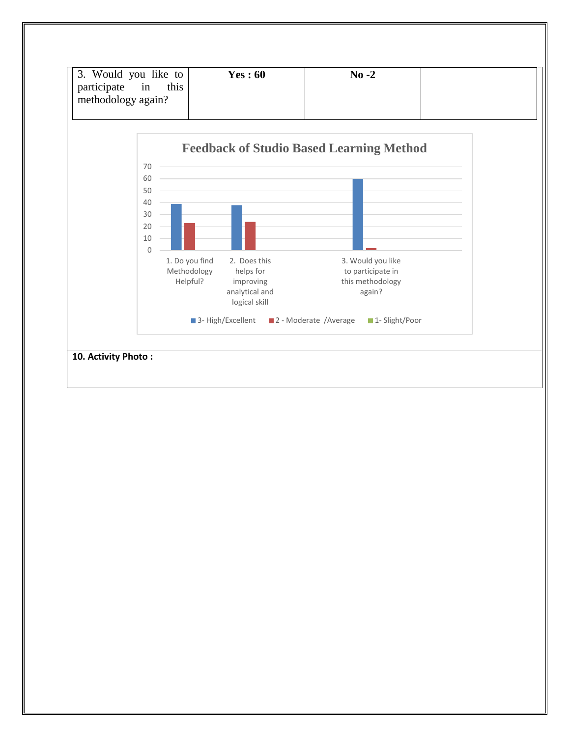| | | | |
|---|---|---|---|
| 3. Would you like to participate in this methodology again? | **Yes : 60** | **No -2** | |

**Feedback of Studio Based Learning Method**

70
60
50
40
30
20
10
0

1. Do you find Methodology Helpful?
2. Does this helps for improving analytical and logical skill
3. Would you like to participate in this methodology again?

3- High/Excellent
2 - Moderate /Average
1- Slight/Poor

**10. Activity Photo :**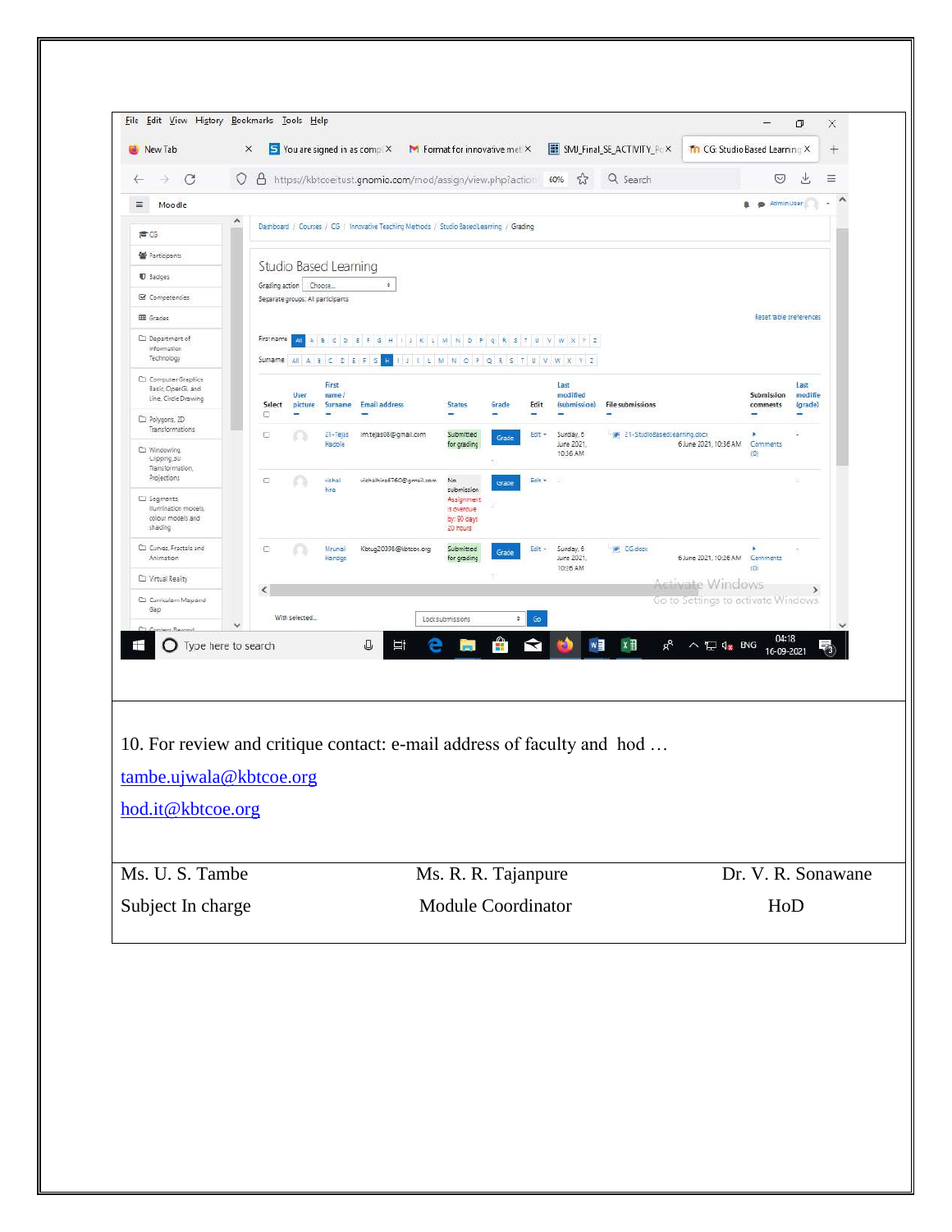10. For review and critique contact: e-mail address of faculty and hod …

tambe.ujwala@kbtcoe.org

hod.it@kbtcoe.org

| | | |
|---|---|---|
| Ms. U. S. Tambe | Ms. R. R. Tajanpure | Dr. V. R. Sonawane |
| Subject In charge | Module Coordinator | HoD |